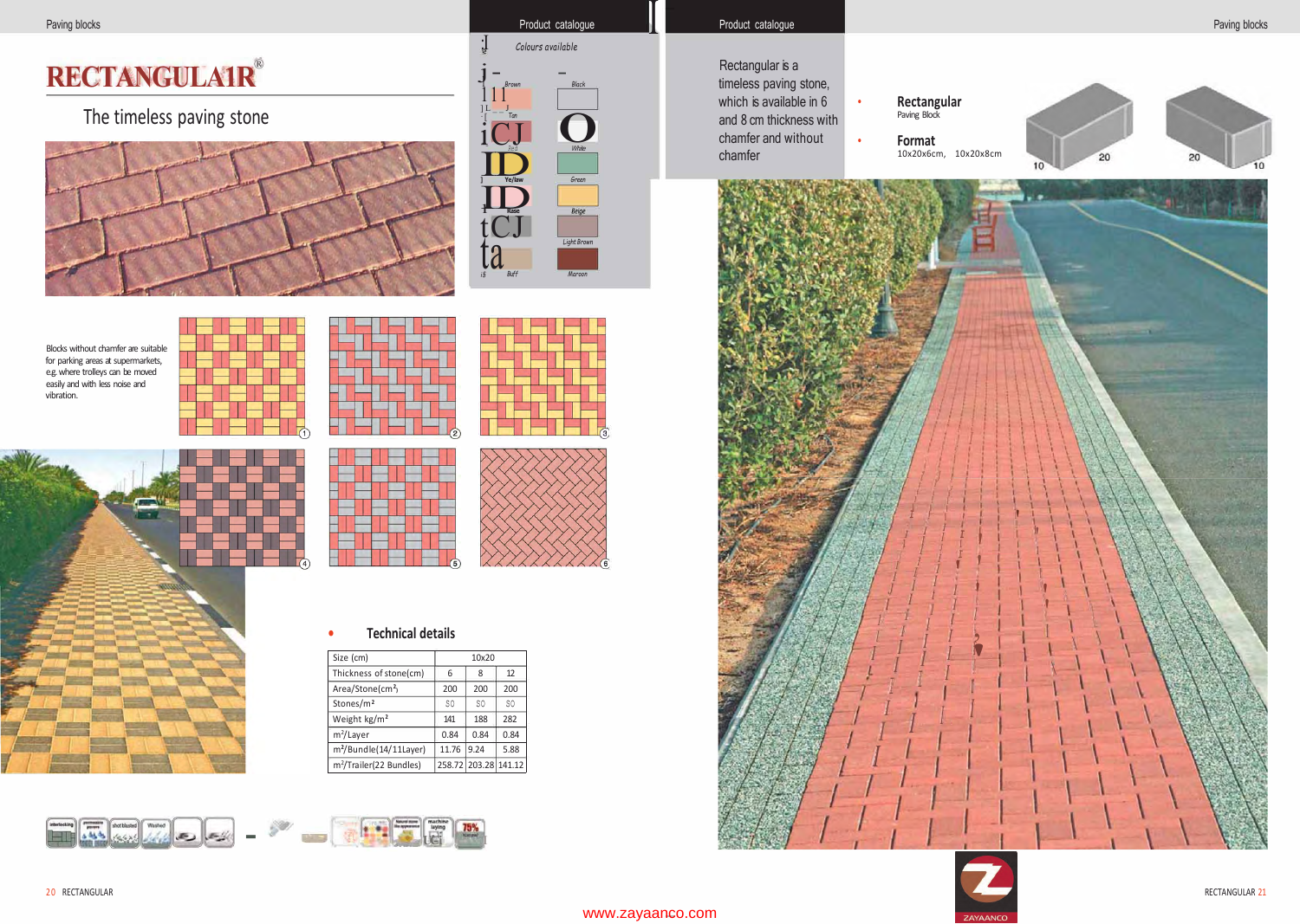# RECTANGULAR®

## The timeless paving stone

### Colours available

Brown, Tan, Red, Yellow, Rose, Buff, Black, White, Green, Beige, Light Brown, Maroon

Blocks without chamfer are suitable for parking areas at supermarkets, e.g. where trolleys can be moved easily and with less noise and vibration.

Rectangular is a timeless paving stone, which is available in 6 and 8 cm thickness with chamfer and without chamfer

- **Rectangular**
  Paving Block
- **Format**
  10x20x6cm, 10x20x8cm

### Technical details

| Size (cm) | 10x20 | | |
|---|---|---|---|
| Thickness of stone(cm) | 6 | 8 | 12 |
| Area/Stone(cm²) | 200 | 200 | 200 |
| Stones/m² | 50 | 50 | 50 |
| Weight kg/m² | 141 | 188 | 282 |
| m²/Layer | 0.84 | 0.84 | 0.84 |
| m²/Bundle(14/11Layer) | 11.76 | 9.24 | 5.88 |
| m²/Trailer(22 Bundles) | 258.72 | 203.28 | 141.12 |

www.zayaanco.com

ZAYAANCO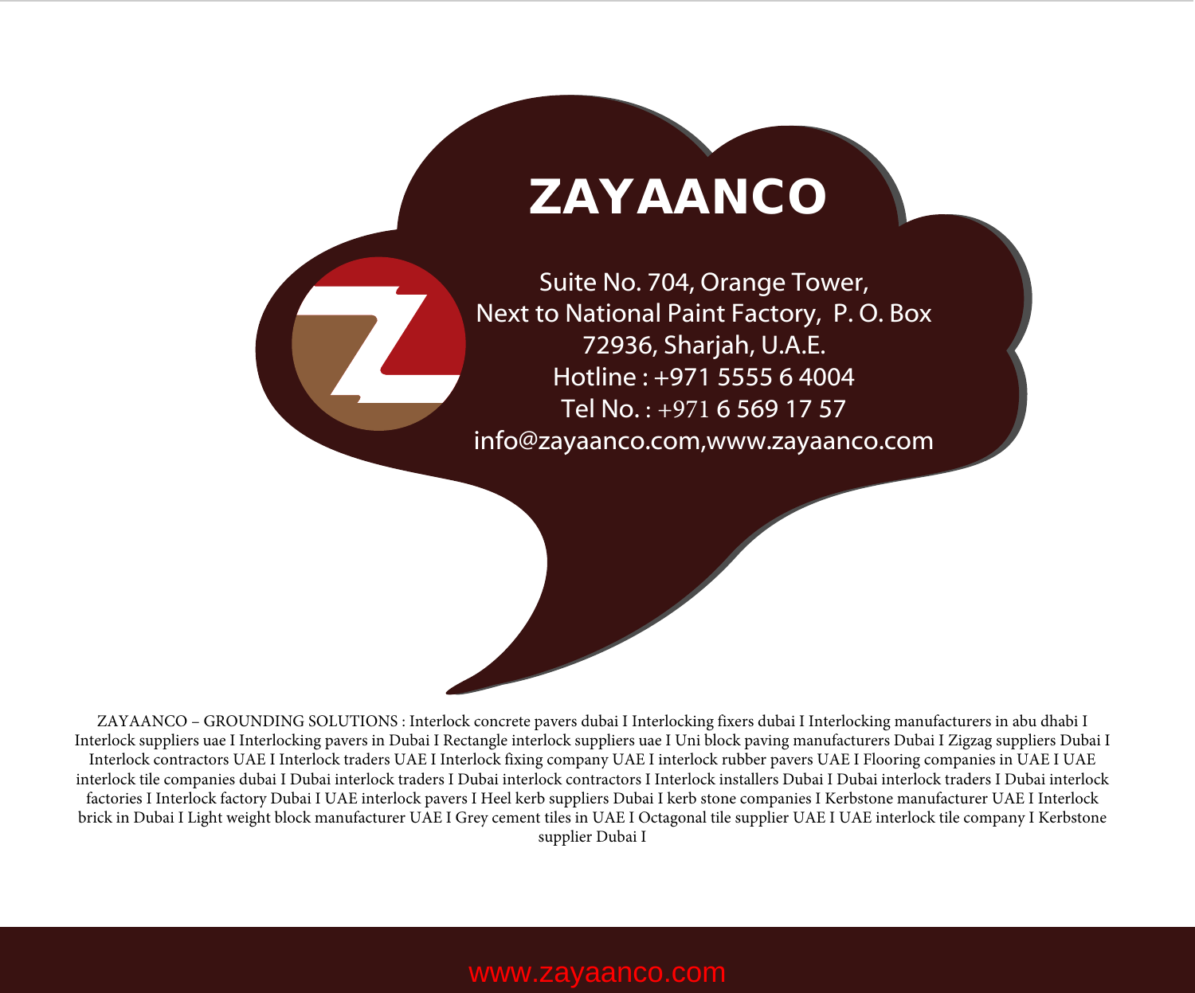# ZAYAANCO

Suite No. 704, Orange Tower,
Next to National Paint Factory, P. O. Box
72936, Sharjah, U.A.E.
Hotline : +971 5555 6 4004
Tel No. : +971 6 569 17 57
info@zayaanco.com,www.zayaanco.com

ZAYAANCO – GROUNDING SOLUTIONS : Interlock concrete pavers dubai I Interlocking fixers dubai I Interlocking manufacturers in abu dhabi I Interlock suppliers uae I Interlocking pavers in Dubai I Rectangle interlock suppliers uae I Uni block paving manufacturers Dubai I Zigzag suppliers Dubai I Interlock contractors UAE I Interlock traders UAE I Interlock fixing company UAE I interlock rubber pavers UAE I Flooring companies in UAE I UAE interlock tile companies dubai I Dubai interlock traders I Dubai interlock contractors I Interlock installers Dubai I Dubai interlock traders I Dubai interlock factories I Interlock factory Dubai I UAE interlock pavers I Heel kerb suppliers Dubai I kerb stone companies I Kerbstone manufacturer UAE I Interlock brick in Dubai I Light weight block manufacturer UAE I Grey cement tiles in UAE I Octagonal tile supplier UAE I UAE interlock tile company I Kerbstone supplier Dubai I

www.zayaanco.com